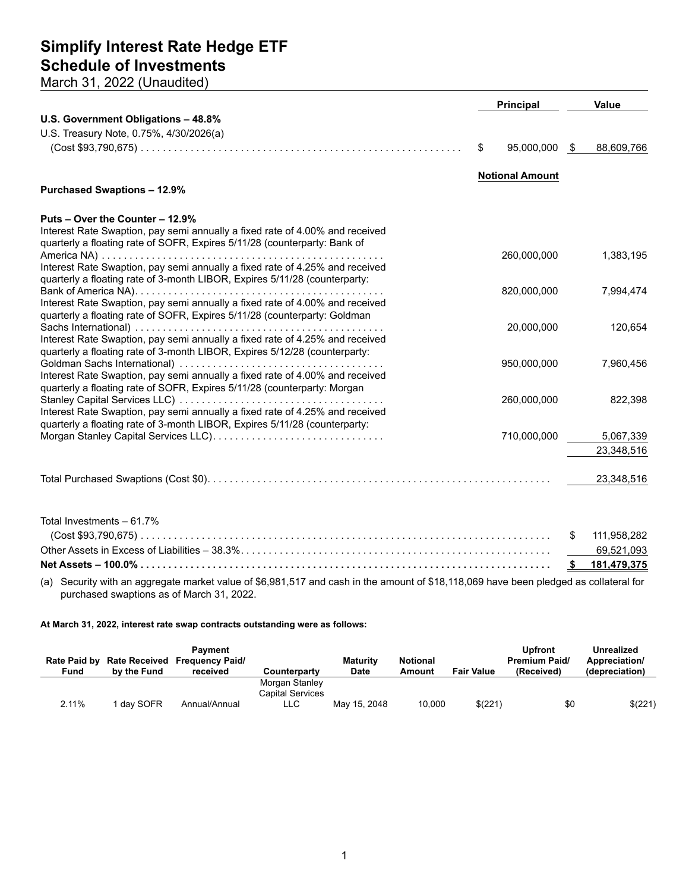# Simplify Interest Rate Hedge ETF
## Schedule of Investments
March 31, 2022 (Unaudited)

| | Principal | Value |
|---|---|---|
| **U.S. Government Obligations – 48.8%** | | |
| U.S. Treasury Note, 0.75%, 4/30/2026(a) (Cost $93,790,675) | $ 95,000,000 | $ 88,609,766 |
| | **Notional Amount** | |
| **Purchased Swaptions – 12.9%** | | |
| **Puts – Over the Counter – 12.9%** | | |
| Interest Rate Swaption, pay semi annually a fixed rate of 4.00% and received quarterly a floating rate of SOFR, Expires 5/11/28 (counterparty: Bank of America NA) | 260,000,000 | 1,383,195 |
| Interest Rate Swaption, pay semi annually a fixed rate of 4.25% and received quarterly a floating rate of 3-month LIBOR, Expires 5/11/28 (counterparty: Bank of America NA) | 820,000,000 | 7,994,474 |
| Interest Rate Swaption, pay semi annually a fixed rate of 4.00% and received quarterly a floating rate of SOFR, Expires 5/11/28 (counterparty: Goldman Sachs International) | 20,000,000 | 120,654 |
| Interest Rate Swaption, pay semi annually a fixed rate of 4.25% and received quarterly a floating rate of 3-month LIBOR, Expires 5/12/28 (counterparty: Goldman Sachs International) | 950,000,000 | 7,960,456 |
| Interest Rate Swaption, pay semi annually a fixed rate of 4.00% and received quarterly a floating rate of SOFR, Expires 5/11/28 (counterparty: Morgan Stanley Capital Services LLC) | 260,000,000 | 822,398 |
| Interest Rate Swaption, pay semi annually a fixed rate of 4.25% and received quarterly a floating rate of 3-month LIBOR, Expires 5/11/28 (counterparty: Morgan Stanley Capital Services LLC) | 710,000,000 | 5,067,339 |
| | | 23,348,516 |
| Total Purchased Swaptions (Cost $0) | | 23,348,516 |
| Total Investments – 61.7% (Cost $93,790,675) | | $ 111,958,282 |
| Other Assets in Excess of Liabilities – 38.3% | | 69,521,093 |
| **Net Assets – 100.0%** | | **$ 181,479,375** |

(a) Security with an aggregate market value of $6,981,517 and cash in the amount of $18,118,069 have been pledged as collateral for purchased swaptions as of March 31, 2022.

**At March 31, 2022, interest rate swap contracts outstanding were as follows:**

| Rate Paid by Fund | Rate Received by the Fund | Payment Frequency Paid/ received | Counterparty | Maturity Date | Notional Amount | Fair Value | Upfront Premium Paid/ (Received) | Unrealized Appreciation/ (depreciation) |
|---|---|---|---|---|---|---|---|---|
| 2.11% | 1 day SOFR | Annual/Annual | Morgan Stanley Capital Services LLC | May 15, 2048 | 10,000 | $(221) | $0 | $(221) |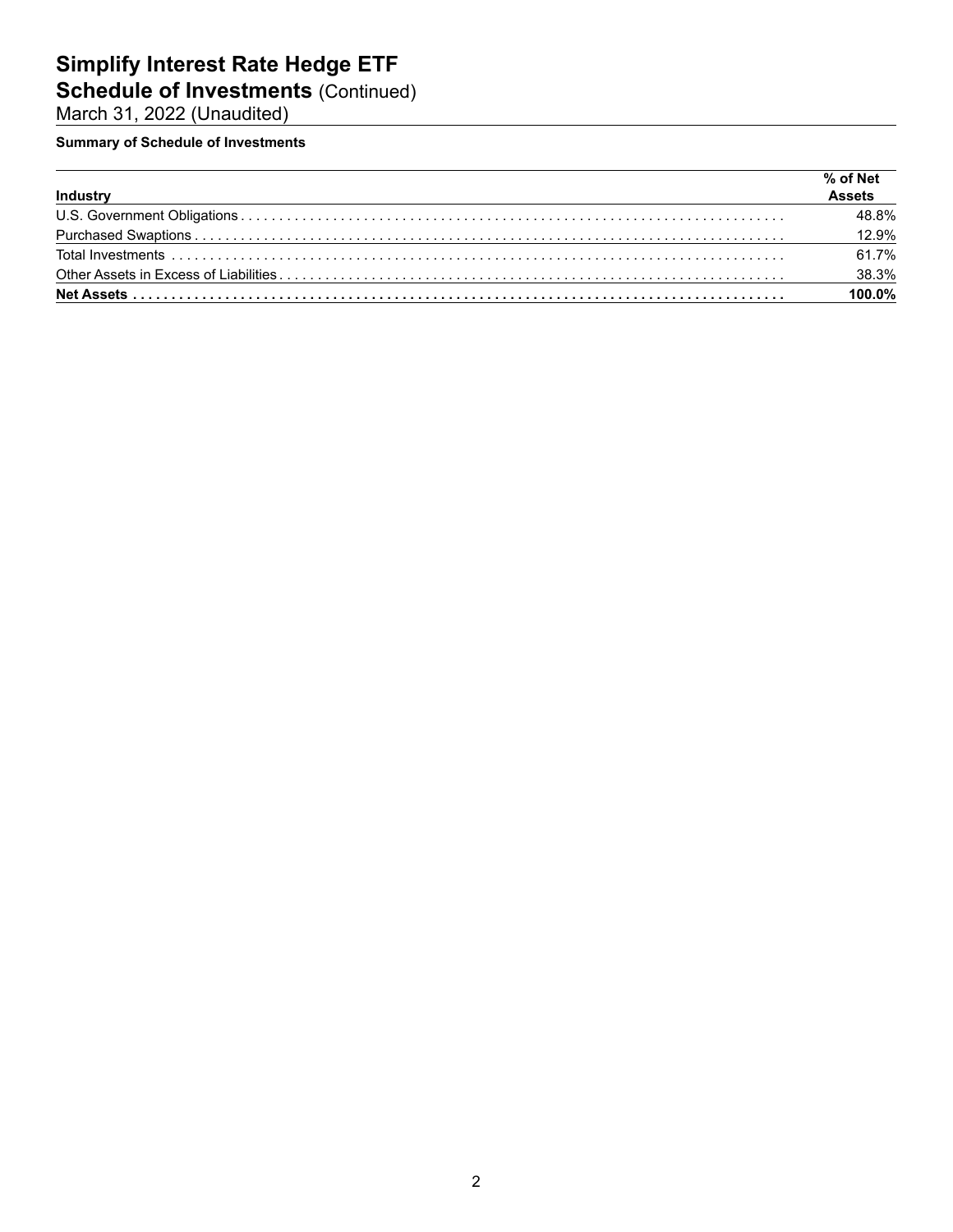# Simplify Interest Rate Hedge ETF

## Schedule of Investments (Continued)

March 31, 2022 (Unaudited)

**Summary of Schedule of Investments**

| Industry | % of Net Assets |
|---|---|
| U.S. Government Obligations | 48.8% |
| Purchased Swaptions | 12.9% |
| Total Investments | 61.7% |
| Other Assets in Excess of Liabilities | 38.3% |
| **Net Assets** | **100.0%** |